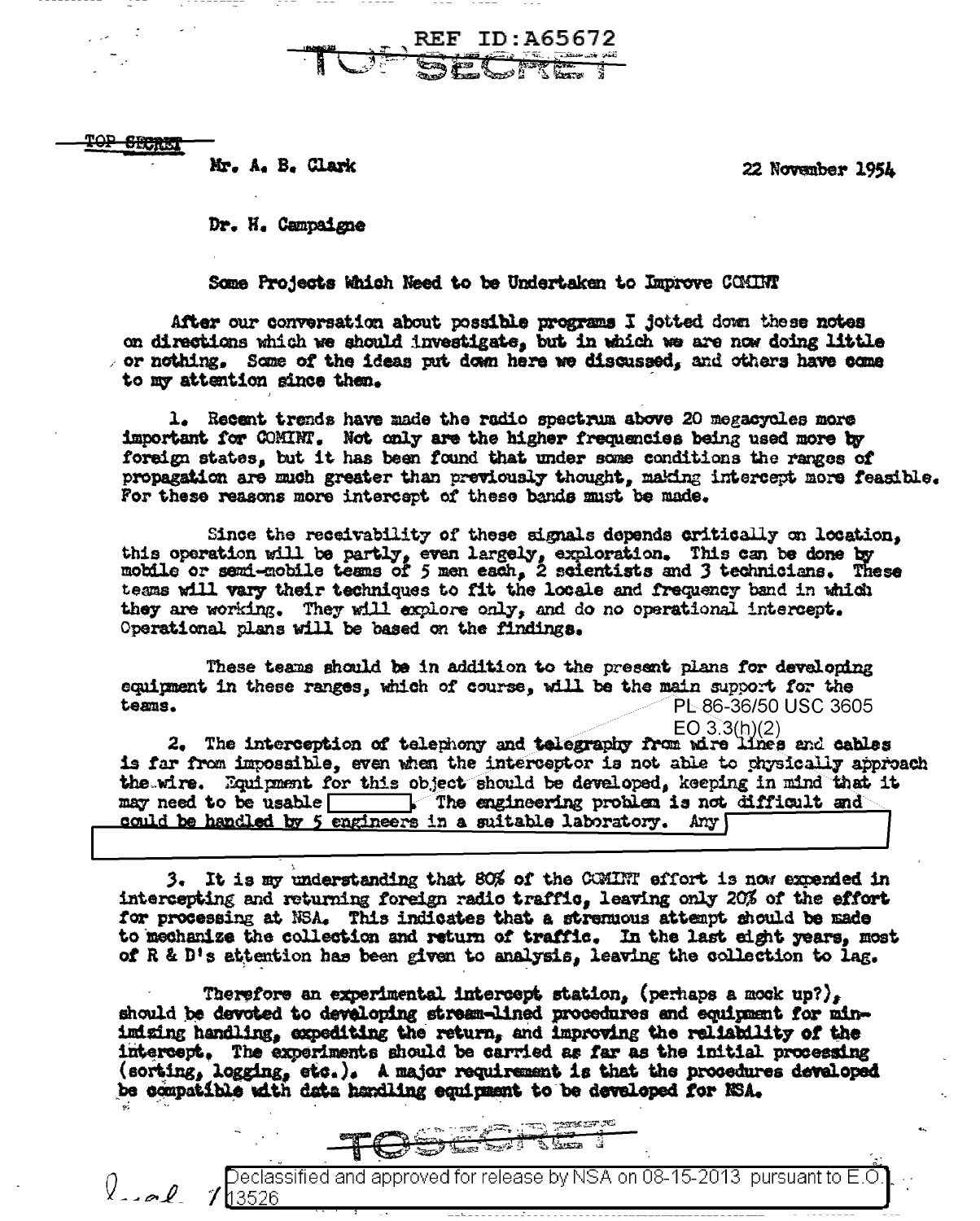REF ID:A65672

TOP SECRET

TOP SECRET

Mr. A. B. Clark 22 November 1954

Dr. H. Campaigne

Some Projects Which Need to be Undertaken to Improve COMINT

After our conversation about possible programs I jotted down these notes on directions which we should investigate, but in which we are now doing little or nothing. Some of the ideas put down here we discussed, and others have come to my attention since then.

1. Recent trends have made the radio spectrum above 20 megacycles more important for COMINT. Not only are the higher frequencies being used more by foreign states, but it has been found that under some conditions the ranges of propagation are much greater than previously thought, making intercept more feasible. For these reasons more intercept of these bands must be made.

Since the receivability of these signals depends critically on location, this operation will be partly, even largely, exploration. This can be done by mobile or semi-mobile teams of 5 men each, 2 scientists and 3 technicians. These teams will vary their techniques to fit the locale and frequency band in which they are working. They will explore only, and do no operational intercept. Operational plans will be based on the findings.

These teams should be in addition to the present plans for developing equipment in these ranges, which of course, will be the main support for the teams.

PL 86-36/50 USC 3605
EO 3.3(h)(2)

2. The interception of telephony and telegraphy from wire lines and cables is far from impossible, even when the interceptor is not able to physically approach the wire. Equipment for this object should be developed, keeping in mind that it may need to be usable [ ]. The engineering problem is not difficult and could be handled by 5 engineers in a suitable laboratory. Any [ ]

3. It is my understanding that 80% of the COMINT effort is now expended in intercepting and returning foreign radio traffic, leaving only 20% of the effort for processing at NSA. This indicates that a strenuous attempt should be made to mechanize the collection and return of traffic. In the last eight years, most of R & D's attention has been given to analysis, leaving the collection to lag.

Therefore an experimental intercept station, (perhaps a mock up?), should be devoted to developing stream-lined procedures and equipment for minimizing handling, expediting the return, and improving the reliability of the intercept. The experiments should be carried as far as the initial processing (sorting, logging, etc.). A major requirement is that the procedures developed be compatible with data handling equipment to be developed for NSA.

TOP SECRET

Declassified and approved for release by NSA on 08-15-2013 pursuant to E.O. 13526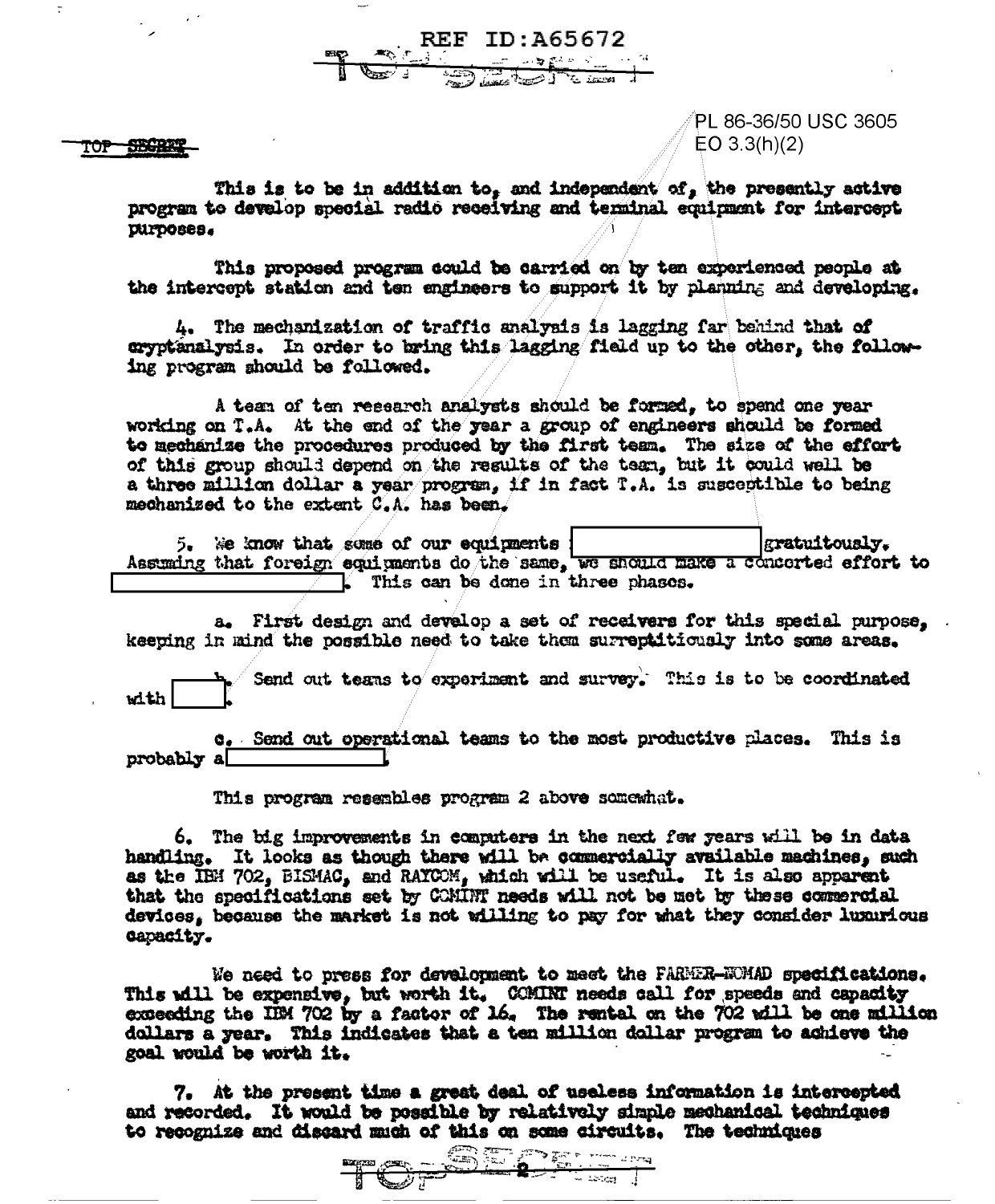TOP SECRET

PL 86-36/50 USC 3605
EO 3.3(h)(2)

This is to be in addition to, and independent of, the presently active program to develop special radio receiving and terminal equipment for intercept purposes.

This proposed program could be carried on by ten experienced people at the intercept station and ten engineers to support it by planning and developing.

4. The mechanization of traffic analysis is lagging far behind that of cryptanalysis. In order to bring this lagging field up to the other, the following program should be followed.

A team of ten research analysts should be formed, to spend one year working on T.A. At the end of the year a group of engineers should be formed to mechanize the procedures produced by the first team. The size of the effort of this group should depend on the results of the team, but it could well be a three million dollar a year program, if in fact T.A. is susceptible to being mechanized to the extent C.A. has been.

5. We know that some of our equipments [ ] gratuitously. Assuming that foreign equipments do the same, we should make a concerted effort to [ ]. This can be done in three phases.

a. First design and develop a set of receivers for this special purpose, keeping in mind the possible need to take them surreptitiously into some areas.

b. Send out teams to experiment and survey. This is to be coordinated with [ ].

c. Send out operational teams to the most productive places. This is probably a [ ].

This program resembles program 2 above somewhat.

6. The big improvements in computers in the next few years will be in data handling. It looks as though there will be commercially available machines, such as the IBM 702, BISMAC, and RAYCOM, which will be useful. It is also apparent that the specifications set by COMINT needs will not be met by these commercial devices, because the market is not willing to pay for what they consider luxurious capacity.

We need to press for development to meet the FARMER-NOMAD specifications. This will be expensive, but worth it. COMINT needs call for speeds and capacity exceeding the IBM 702 by a factor of 16. The rental on the 702 will be one million dollars a year. This indicates that a ten million dollar program to achieve the goal would be worth it.

7. At the present time a great deal of useless information is intercepted and recorded. It would be possible by relatively simple mechanical techniques to recognize and discard much of this on some circuits. The techniques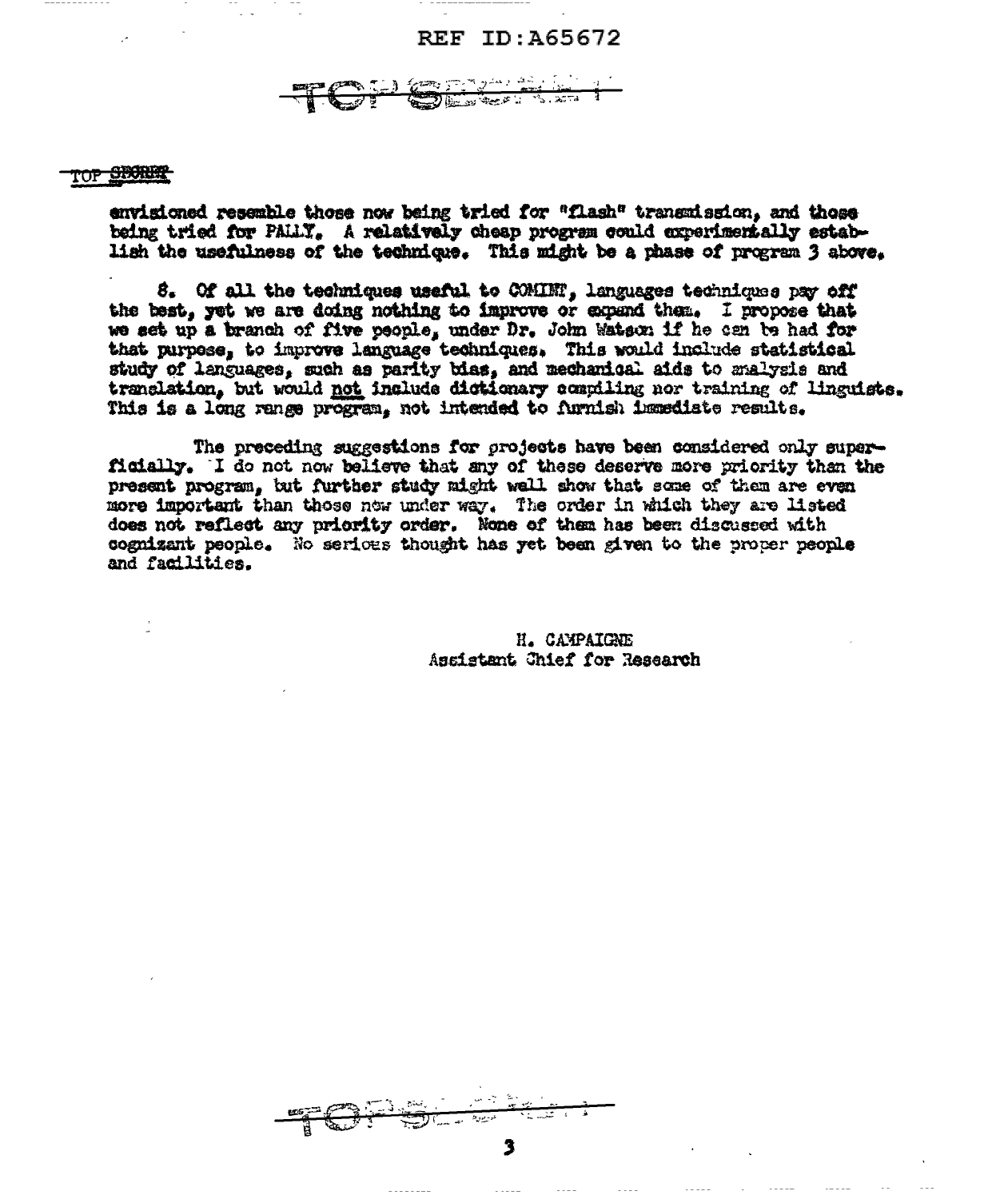envisioned resemble those now being tried for "flash" transmission, and those being tried for PALLY. A relatively cheap program could experimentally establish the usefulness of the technique. This might be a phase of program 3 above.

8. Of all the techniques useful to COMINT, languages techniques pay off the best, yet we are doing nothing to improve or expand them. I propose that we set up a branch of five people, under Dr. John Watson if he can be had for that purpose, to improve language techniques. This would include statistical study of languages, such as parity bias, and mechanical aids to analysis and translation, but would <u>not</u> include dictionary compiling nor training of linguists. This is a long range program, not intended to furnish immediate results.

The preceding suggestions for projects have been considered only superficially. I do not now believe that any of these deserve more priority than the present program, but further study might well show that some of them are even more important than those now under way. The order in which they are listed does not reflect any priority order. None of them has been discussed with cognizant people. No serious thought has yet been given to the proper people and facilities.

H. CAMPAIGNE
Assistant Chief for Research